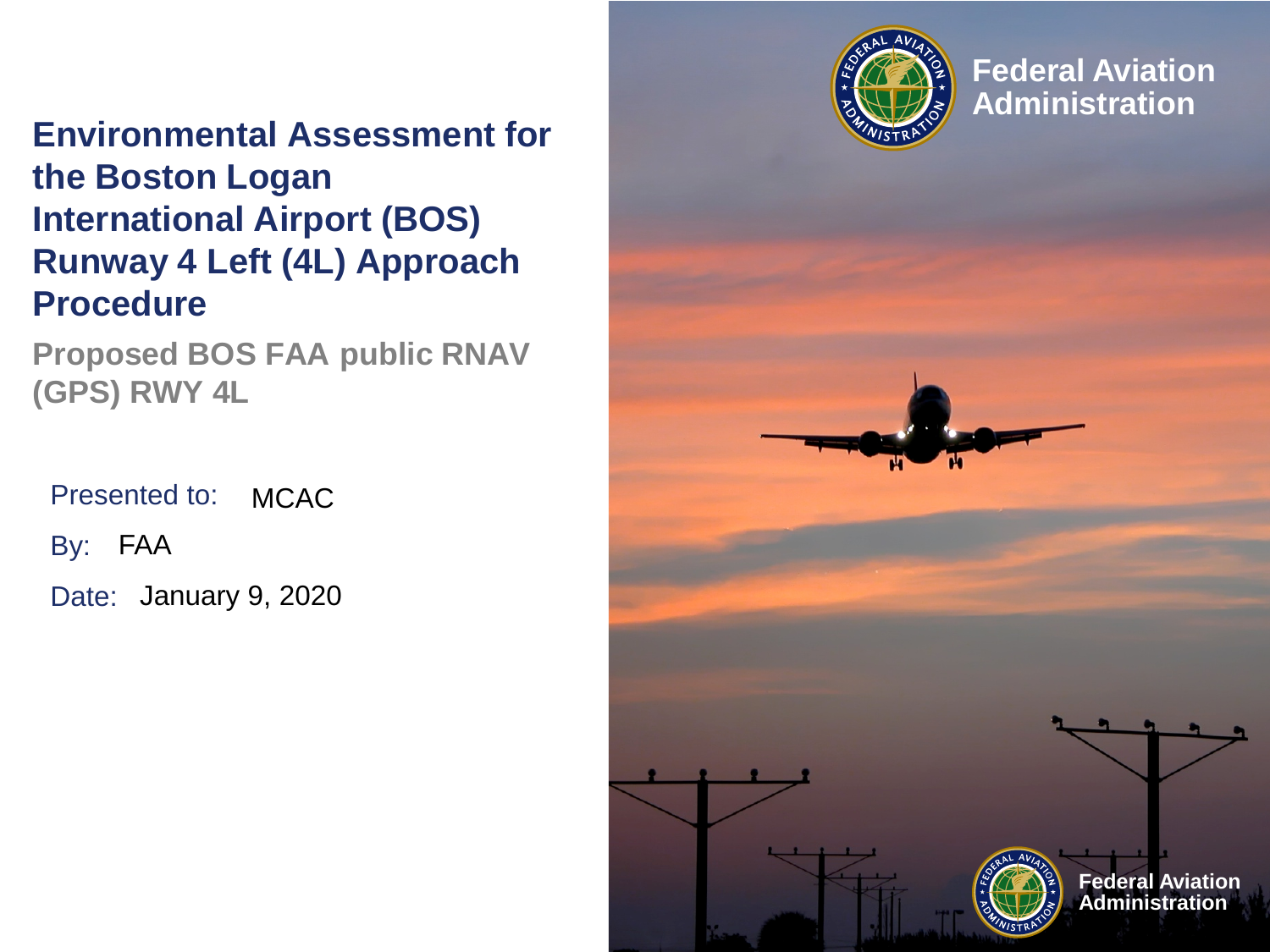# Environmental Assessment for the Boston Logan International Airport (BOS) Runway 4 Left (4L) Approach Procedure

## Proposed BOS FAA public RNAV (GPS) RWY 4L

Presented to: MCAC

By: FAA

Date: January 9, 2020

Federal Aviation Administration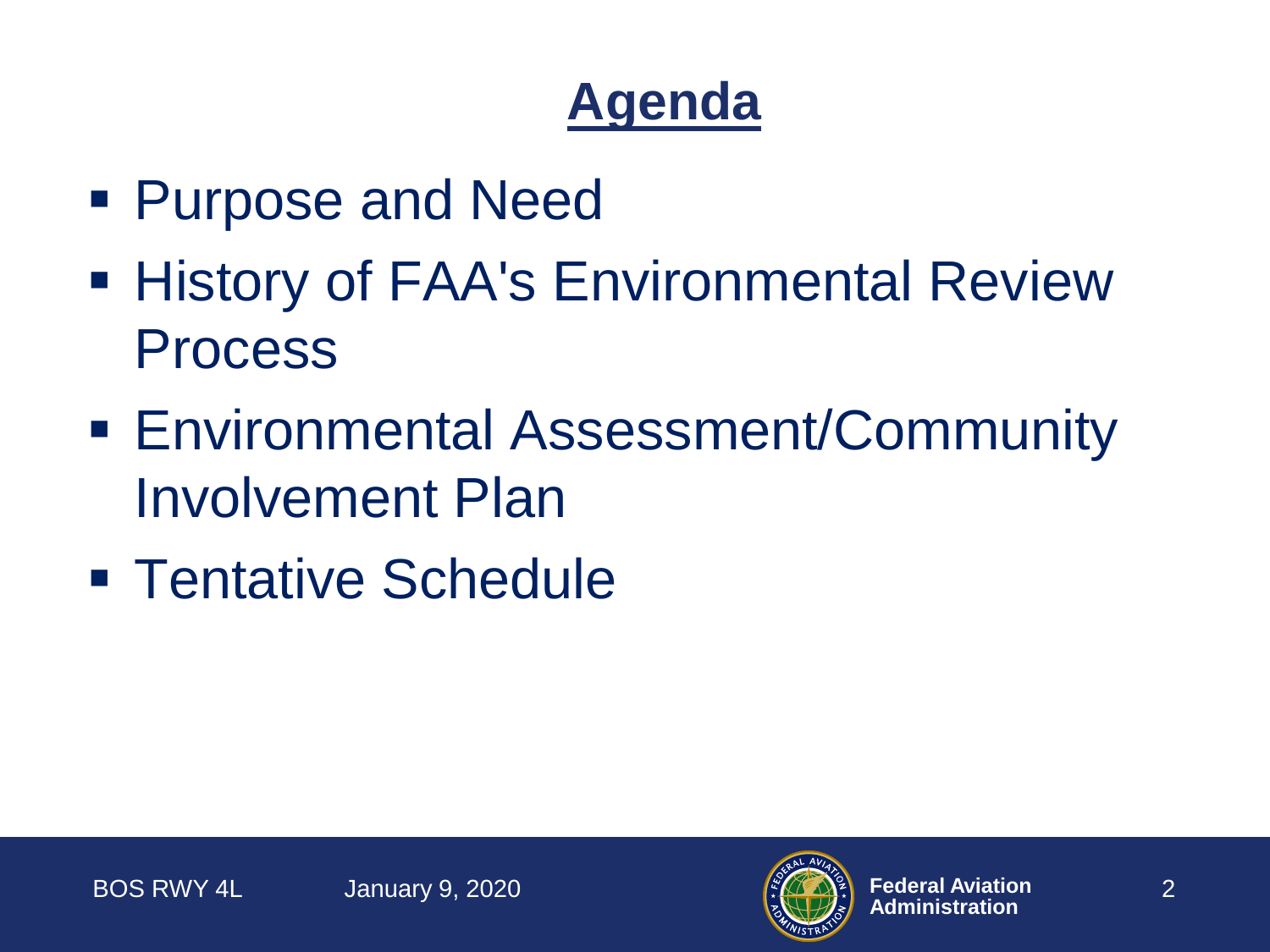# Agenda

- Purpose and Need
- History of FAA's Environmental Review Process
- Environmental Assessment/Community Involvement Plan
- Tentative Schedule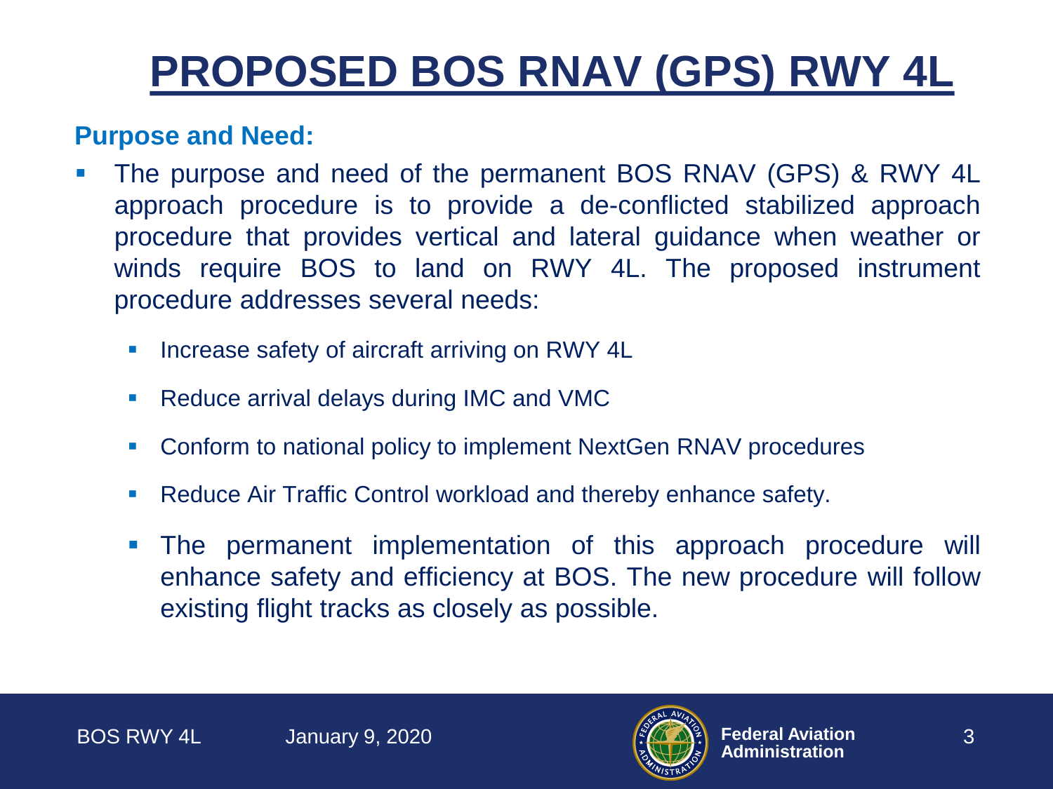# PROPOSED BOS RNAV (GPS) RWY 4L

**Purpose and Need:**

- The purpose and need of the permanent BOS RNAV (GPS) & RWY 4L approach procedure is to provide a de-conflicted stabilized approach procedure that provides vertical and lateral guidance when weather or winds require BOS to land on RWY 4L. The proposed instrument procedure addresses several needs:
  - Increase safety of aircraft arriving on RWY 4L
  - Reduce arrival delays during IMC and VMC
  - Conform to national policy to implement NextGen RNAV procedures
  - Reduce Air Traffic Control workload and thereby enhance safety.
  - The permanent implementation of this approach procedure will enhance safety and efficiency at BOS. The new procedure will follow existing flight tracks as closely as possible.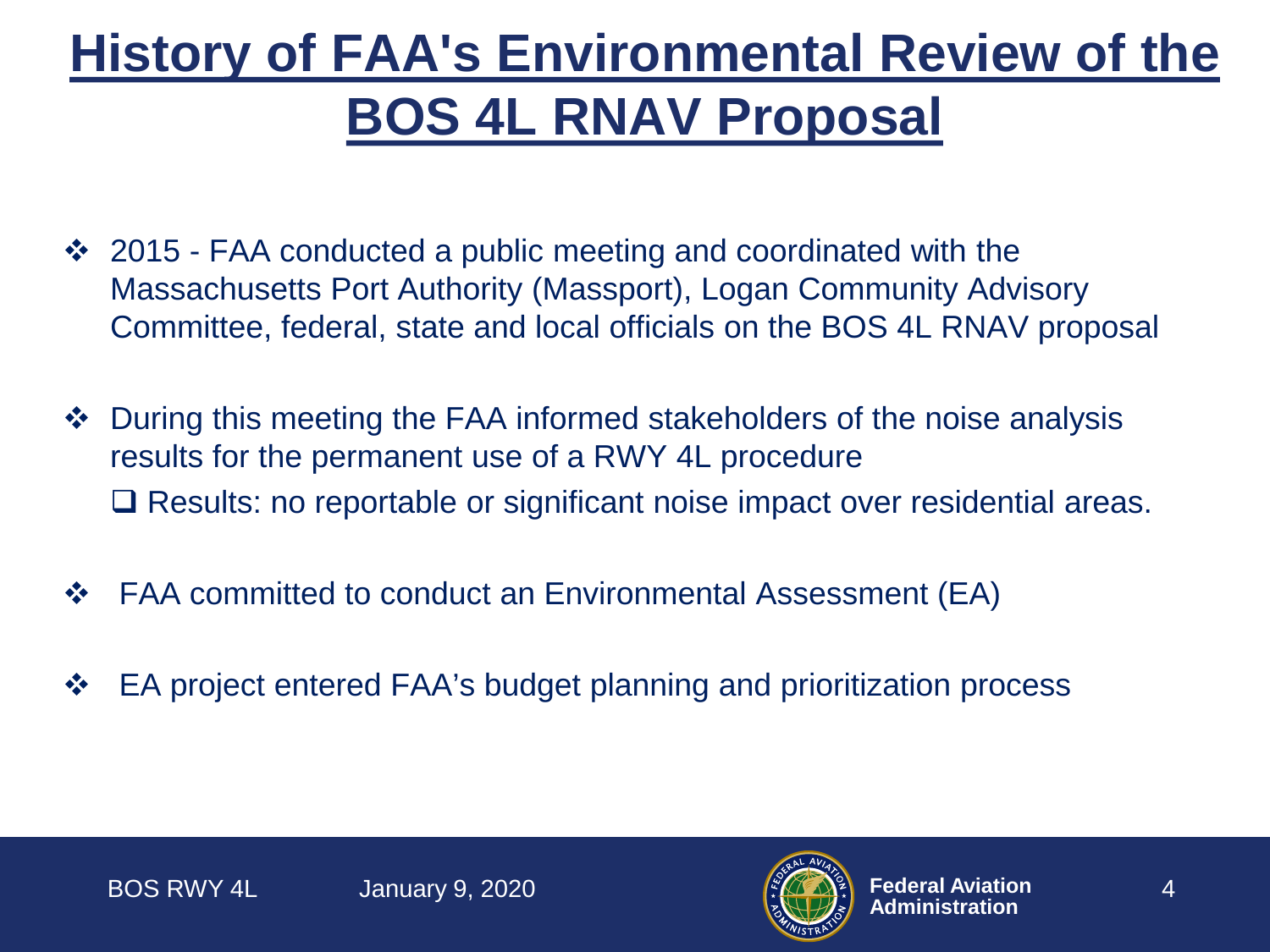# History of FAA's Environmental Review of the BOS 4L RNAV Proposal

- 2015 - FAA conducted a public meeting and coordinated with the Massachusetts Port Authority (Massport), Logan Community Advisory Committee, federal, state and local officials on the BOS 4L RNAV proposal
- During this meeting the FAA informed stakeholders of the noise analysis results for the permanent use of a RWY 4L procedure
  - Results: no reportable or significant noise impact over residential areas.
- FAA committed to conduct an Environmental Assessment (EA)
- EA project entered FAA's budget planning and prioritization process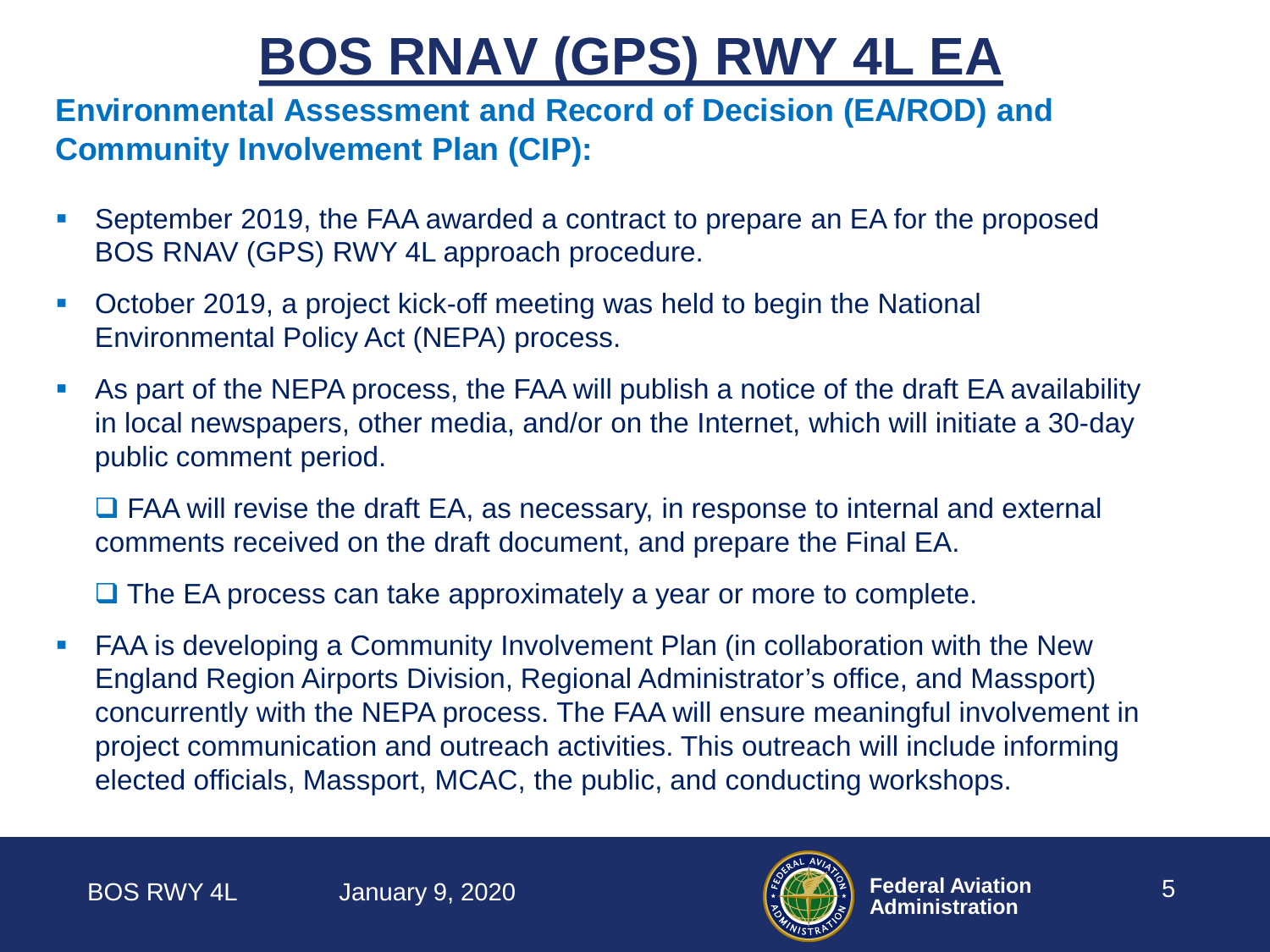# BOS RNAV (GPS) RWY 4L EA

**Environmental Assessment and Record of Decision (EA/ROD) and Community Involvement Plan (CIP):**

- September 2019, the FAA awarded a contract to prepare an EA for the proposed BOS RNAV (GPS) RWY 4L approach procedure.
- October 2019, a project kick-off meeting was held to begin the National Environmental Policy Act (NEPA) process.
- As part of the NEPA process, the FAA will publish a notice of the draft EA availability in local newspapers, other media, and/or on the Internet, which will initiate a 30-day public comment period.
  - FAA will revise the draft EA, as necessary, in response to internal and external comments received on the draft document, and prepare the Final EA.
  - The EA process can take approximately a year or more to complete.
- FAA is developing a Community Involvement Plan (in collaboration with the New England Region Airports Division, Regional Administrator's office, and Massport) concurrently with the NEPA process. The FAA will ensure meaningful involvement in project communication and outreach activities. This outreach will include informing elected officials, Massport, MCAC, the public, and conducting workshops.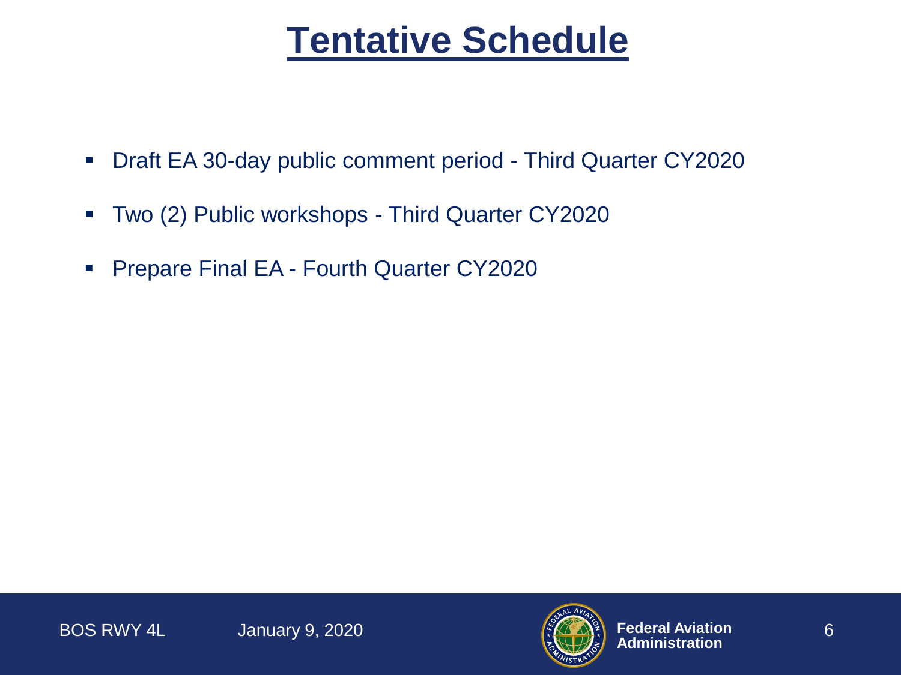# Tentative Schedule

- Draft EA 30-day public comment period - Third Quarter CY2020
- Two (2) Public workshops - Third Quarter CY2020
- Prepare Final EA - Fourth Quarter CY2020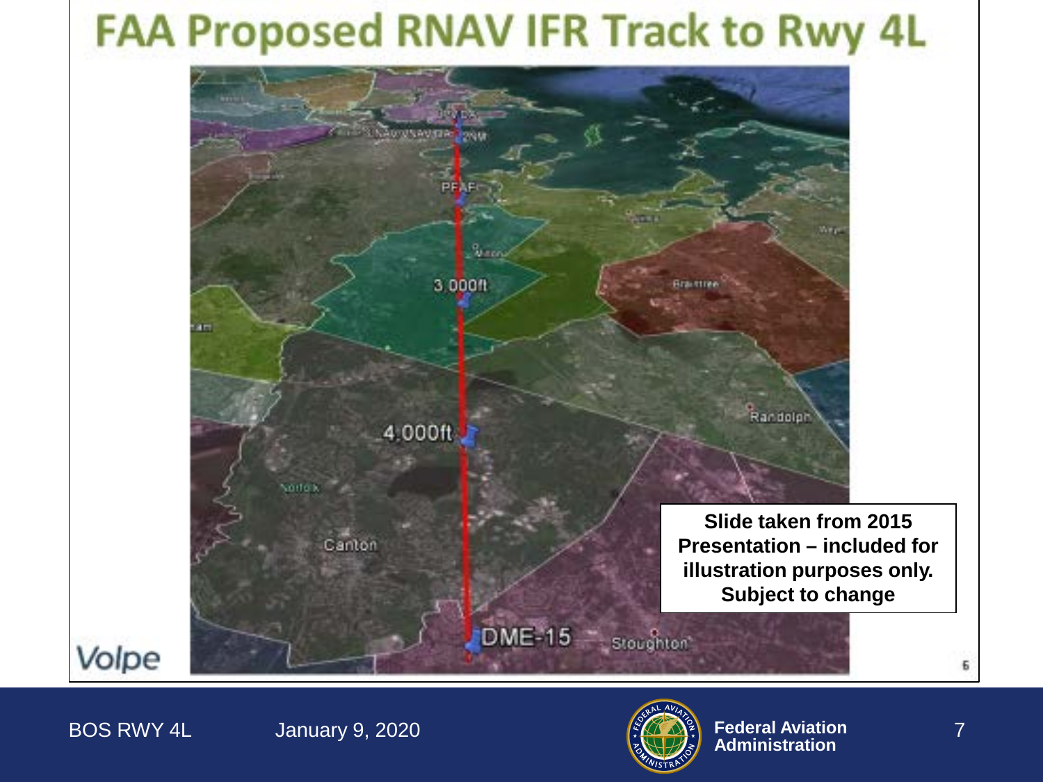# FAA Proposed RNAV IFR Track to Rwy 4L

PFAF

3,000ft

4,000ft

DME-15

Milton

Braintree

Randolph

Norfolk

Canton

Stoughton

Volpe

**Slide taken from 2015 Presentation – included for illustration purposes only. Subject to change**

BOS RWY 4L January 9, 2020